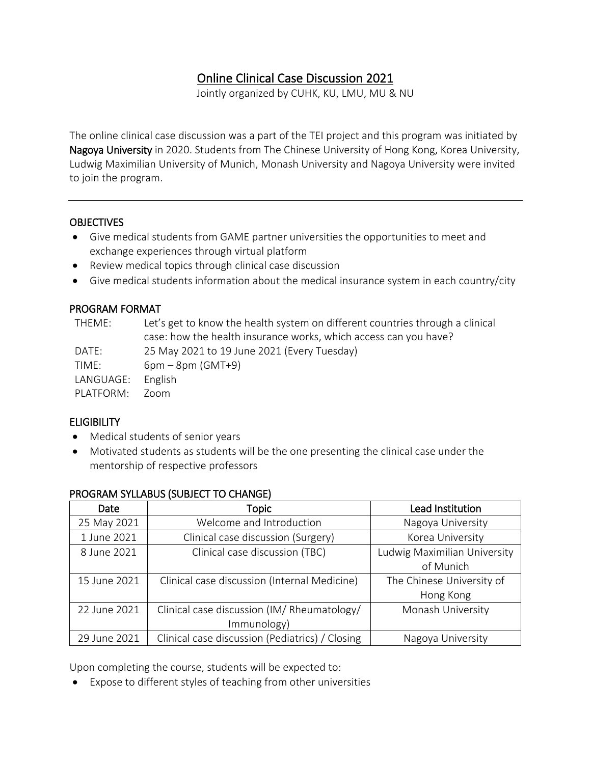# Online Clinical Case Discussion 2021

Jointly organized by CUHK, KU, LMU, MU & NU

The online clinical case discussion was a part of the TEI project and this program was initiated by **Nagoya University** in 2020. Students from The Chinese University of Hong Kong, Korea University, Ludwig Maximilian University of Munich, Monash University and Nagoya University were invited to join the program.

---

## OBJECTIVES

- Give medical students from GAME partner universities the opportunities to meet and exchange experiences through virtual platform
- Review medical topics through clinical case discussion
- Give medical students information about the medical insurance system in each country/city

## PROGRAM FORMAT

| | |
|---|---|
| THEME: | Let's get to know the health system on different countries through a clinical case: how the health insurance works, which access can you have? |
| DATE: | 25 May 2021 to 19 June 2021 (Every Tuesday) |
| TIME: | 6pm – 8pm (GMT+9) |
| LANGUAGE: | English |
| PLATFORM: | Zoom |

## ELIGIBILITY

- Medical students of senior years
- Motivated students as students will be the one presenting the clinical case under the mentorship of respective professors

## PROGRAM SYLLABUS (SUBJECT TO CHANGE)

| Date | Topic | Lead Institution |
|---|---|---|
| 25 May 2021 | Welcome and Introduction | Nagoya University |
| 1 June 2021 | Clinical case discussion (Surgery) | Korea University |
| 8 June 2021 | Clinical case discussion (TBC) | Ludwig Maximilian University of Munich |
| 15 June 2021 | Clinical case discussion (Internal Medicine) | The Chinese University of Hong Kong |
| 22 June 2021 | Clinical case discussion (IM/ Rheumatology/ Immunology) | Monash University |
| 29 June 2021 | Clinical case discussion (Pediatrics) / Closing | Nagoya University |

Upon completing the course, students will be expected to:

- Expose to different styles of teaching from other universities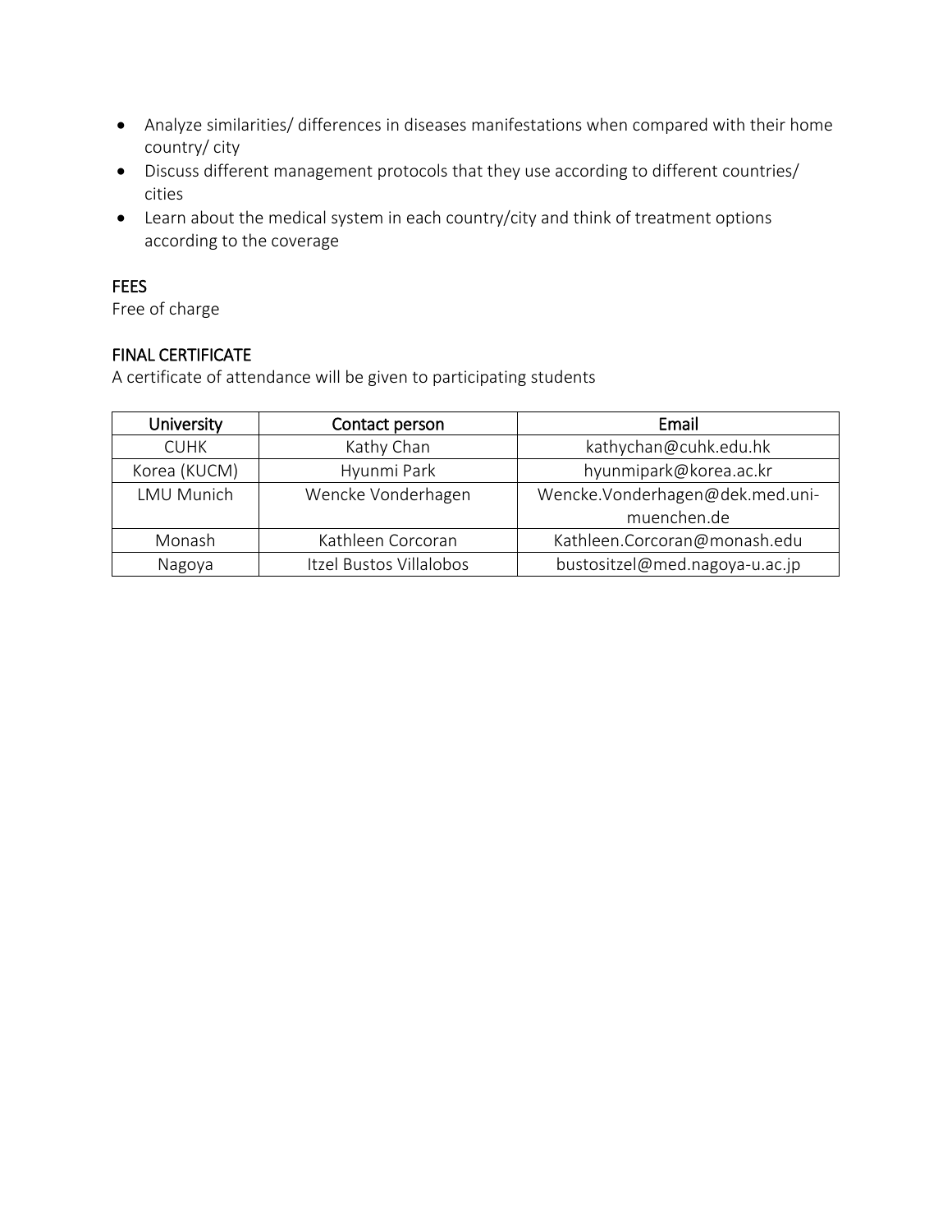- Analyze similarities/ differences in diseases manifestations when compared with their home country/ city
- Discuss different management protocols that they use according to different countries/ cities
- Learn about the medical system in each country/city and think of treatment options according to the coverage

## FEES

Free of charge

## FINAL CERTIFICATE

A certificate of attendance will be given to participating students

| University | Contact person | Email |
|---|---|---|
| CUHK | Kathy Chan | kathychan@cuhk.edu.hk |
| Korea (KUCM) | Hyunmi Park | hyunmipark@korea.ac.kr |
| LMU Munich | Wencke Vonderhagen | Wencke.Vonderhagen@dek.med.uni-muenchen.de |
| Monash | Kathleen Corcoran | Kathleen.Corcoran@monash.edu |
| Nagoya | Itzel Bustos Villalobos | bustositzel@med.nagoya-u.ac.jp |